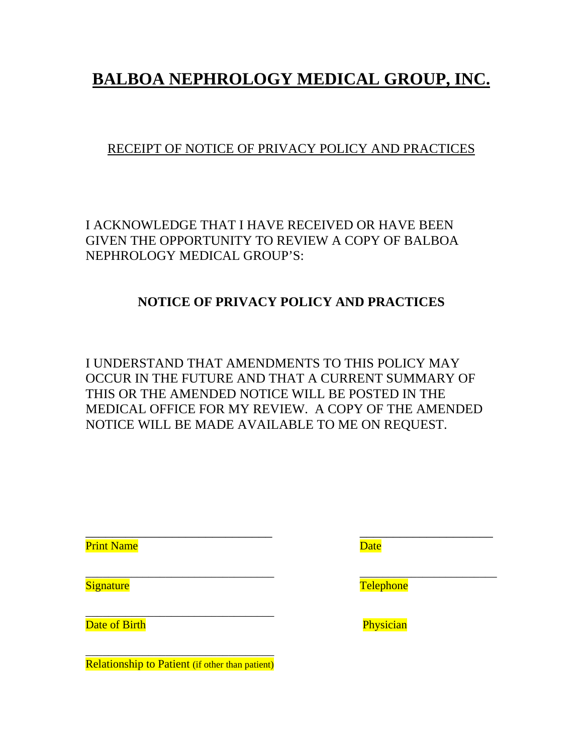# BALBOA NEPHROLOGY MEDICAL GROUP, INC.

RECEIPT OF NOTICE OF PRIVACY POLICY AND PRACTICES

I ACKNOWLEDGE THAT I HAVE RECEIVED OR HAVE BEEN GIVEN THE OPPORTUNITY TO REVIEW A COPY OF BALBOA NEPHROLOGY MEDICAL GROUP'S:

**NOTICE OF PRIVACY POLICY AND PRACTICES**

I UNDERSTAND THAT AMENDMENTS TO THIS POLICY MAY OCCUR IN THE FUTURE AND THAT A CURRENT SUMMARY OF THIS OR THE AMENDED NOTICE WILL BE POSTED IN THE MEDICAL OFFICE FOR MY REVIEW. A COPY OF THE AMENDED NOTICE WILL BE MADE AVAILABLE TO ME ON REQUEST.

_______________________________ _______________________
Print Name Date

_______________________________ _______________________
Signature Telephone

_______________________________
Date of Birth Physician

_______________________________
Relationship to Patient (if other than patient)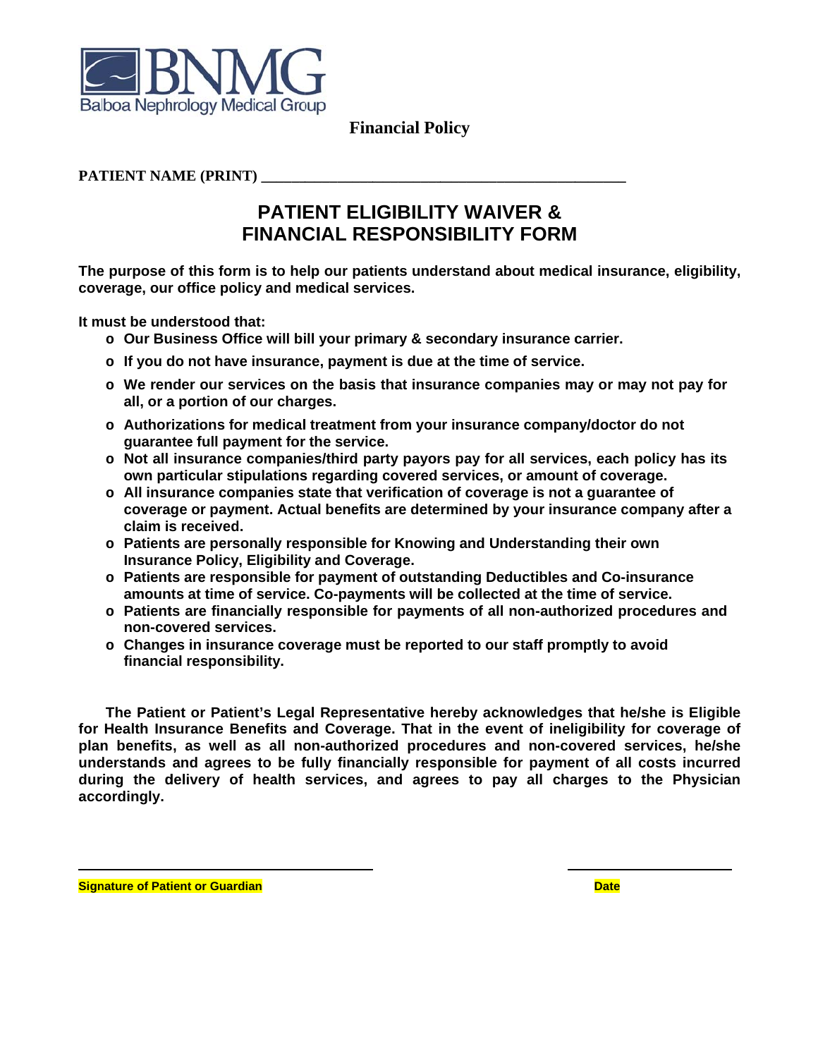BNMG

Balboa Nephrology Medical Group

**Financial Policy**

**PATIENT NAME (PRINT) ______________________________________________**

# PATIENT ELIGIBILITY WAIVER & FINANCIAL RESPONSIBILITY FORM

**The purpose of this form is to help our patients understand about medical insurance, eligibility, coverage, our office policy and medical services.**

**It must be understood that:**

- **Our Business Office will bill your primary & secondary insurance carrier.**
- **If you do not have insurance, payment is due at the time of service.**
- **We render our services on the basis that insurance companies may or may not pay for all, or a portion of our charges.**
- **Authorizations for medical treatment from your insurance company/doctor do not guarantee full payment for the service.**
- **Not all insurance companies/third party payors pay for all services, each policy has its own particular stipulations regarding covered services, or amount of coverage.**
- **All insurance companies state that verification of coverage is not a guarantee of coverage or payment. Actual benefits are determined by your insurance company after a claim is received.**
- **Patients are personally responsible for Knowing and Understanding their own Insurance Policy, Eligibility and Coverage.**
- **Patients are responsible for payment of outstanding Deductibles and Co-insurance amounts at time of service. Co-payments will be collected at the time of service.**
- **Patients are financially responsible for payments of all non-authorized procedures and non-covered services.**
- **Changes in insurance coverage must be reported to our staff promptly to avoid financial responsibility.**

**The Patient or Patient's Legal Representative hereby acknowledges that he/she is Eligible for Health Insurance Benefits and Coverage. That in the event of ineligibility for coverage of plan benefits, as well as all non-authorized procedures and non-covered services, he/she understands and agrees to be fully financially responsible for payment of all costs incurred during the delivery of health services, and agrees to pay all charges to the Physician accordingly.**

______________________________________ ______________________

**Signature of Patient or Guardian** **Date**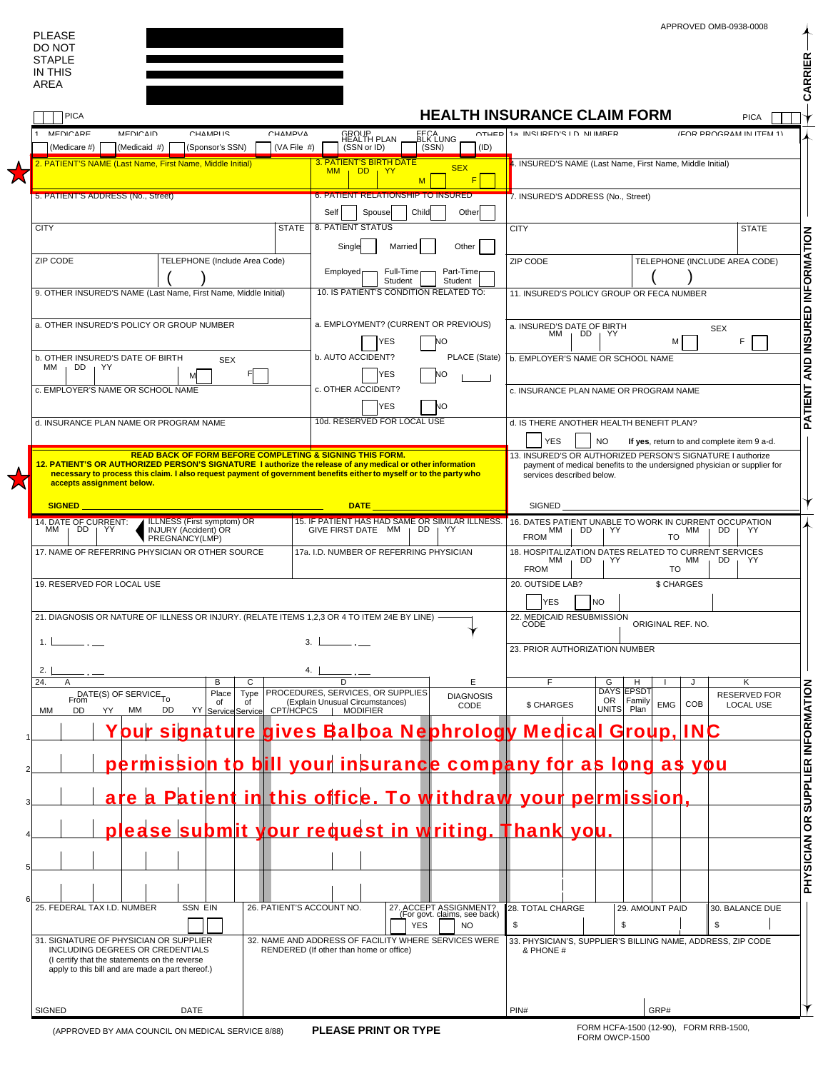PLEASE DO NOT STAPLE IN THIS AREA

APPROVED OMB-0938-0008

CARRIER

PICA

# HEALTH INSURANCE CLAIM FORM

PICA

1. MEDICARE (Medicare #) MEDICAID (Medicaid #) CHAMPUS (Sponsor's SSN) CHAMPVA (VA File #) GROUP HEALTH PLAN (SSN or ID) FECA BLK LUNG (SSN) OTHER (ID)

1a. INSURED'S I.D. NUMBER (FOR PROGRAM IN ITEM 1)

2. PATIENT'S NAME (Last Name, First Name, Middle Initial)

3. PATIENT'S BIRTH DATE MM DD YY SEX M F

4. INSURED'S NAME (Last Name, First Name, Middle Initial)

5. PATIENT'S ADDRESS (No., Street)

6. PATIENT RELATIONSHIP TO INSURED Self Spouse Child Other

7. INSURED'S ADDRESS (No., Street)

CITY STATE

8. PATIENT STATUS Single Married Other

CITY STATE

ZIP CODE TELEPHONE (Include Area Code) ( )

Employed Full-Time Student Part-Time Student

ZIP CODE TELEPHONE (INCLUDE AREA CODE) ( )

9. OTHER INSURED'S NAME (Last Name, First Name, Middle Initial)

10. IS PATIENT'S CONDITION RELATED TO:

11. INSURED'S POLICY GROUP OR FECA NUMBER

a. OTHER INSURED'S POLICY OR GROUP NUMBER

a. EMPLOYMENT? (CURRENT OR PREVIOUS) YES NO

a. INSURED'S DATE OF BIRTH MM DD YY SEX M F

b. OTHER INSURED'S DATE OF BIRTH MM DD YY SEX M F

b. AUTO ACCIDENT? PLACE (State) YES NO

b. EMPLOYER'S NAME OR SCHOOL NAME

c. EMPLOYER'S NAME OR SCHOOL NAME

c. OTHER ACCIDENT? YES NO

c. INSURANCE PLAN NAME OR PROGRAM NAME

d. INSURANCE PLAN NAME OR PROGRAM NAME

10d. RESERVED FOR LOCAL USE

d. IS THERE ANOTHER HEALTH BENEFIT PLAN? YES NO **If yes**, return to and complete item 9 a-d.

**READ BACK OF FORM BEFORE COMPLETING & SIGNING THIS FORM.**

**12. PATIENT'S OR AUTHORIZED PERSON'S SIGNATURE I authorize the release of any medical or other information necessary to process this claim. I also request payment of government benefits either to myself or to the party who accepts assignment below.**

**SIGNED** \_\_\_\_\_\_\_\_ **DATE** \_\_\_\_\_\_\_\_

13. INSURED'S OR AUTHORIZED PERSON'S SIGNATURE I authorize payment of medical benefits to the undersigned physician or supplier for services described below.

SIGNED \_\_\_\_\_\_\_\_

PATIENT AND INSURED INFORMATION

14. DATE OF CURRENT: MM DD YY ILLNESS (First symptom) OR INJURY (Accident) OR PREGNANCY(LMP)

15. IF PATIENT HAS HAD SAME OR SIMILAR ILLNESS. GIVE FIRST DATE MM DD YY

16. DATES PATIENT UNABLE TO WORK IN CURRENT OCCUPATION FROM MM DD YY TO MM DD YY

17. NAME OF REFERRING PHYSICIAN OR OTHER SOURCE

17a. I.D. NUMBER OF REFERRING PHYSICIAN

18. HOSPITALIZATION DATES RELATED TO CURRENT SERVICES FROM MM DD YY TO MM DD YY

19. RESERVED FOR LOCAL USE

20. OUTSIDE LAB? YES NO $ CHARGES

21. DIAGNOSIS OR NATURE OF ILLNESS OR INJURY. (RELATE ITEMS 1,2,3 OR 4 TO ITEM 24E BY LINE)

1. \_\_\_ . \_\_
2. \_\_\_ . \_\_
3. \_\_\_ . \_\_
4. \_\_\_ . \_\_

22. MEDICAID RESUBMISSION CODE ORIGINAL REF. NO.

23. PRIOR AUTHORIZATION NUMBER

| 24. A DATE(S) OF SERVICE From MM DD YY To MM DD YY | B Place of Service | C Type of Service | D PROCEDURES, SERVICES, OR SUPPLIES (Explain Unusual Circumstances) CPT/HCPCS MODIFIER | E DIAGNOSIS CODE | F $ CHARGES | G DAYS OR UNITS | H EPSDT Family Plan | I EMG | J COB | K RESERVED FOR LOCAL USE |
|---|---|---|---|---|---|---|---|---|---|---|
| 1 | | | | | | | | | | |
| 2 | | | | | | | | | | |
| 3 | | | | | | | | | | |
| 4 | | | | | | | | | | |
| 5 | | | | | | | | | | |
| 6 | | | | | | | | | | |

**Your signature gives Balboa Nephrology Medical Group, INC permission to bill your insurance company for as long as you are a Patient in this office. To withdraw your permission, please submit your request in writing. Thank you.**

25. FEDERAL TAX I.D. NUMBER SSN EIN

26. PATIENT'S ACCOUNT NO.

27. ACCEPT ASSIGNMENT? (For govt. claims, see back) YES NO

28. TOTAL CHARGE $

29. AMOUNT PAID $

30. BALANCE DUE $

31. SIGNATURE OF PHYSICIAN OR SUPPLIER INCLUDING DEGREES OR CREDENTIALS (I certify that the statements on the reverse apply to this bill and are made a part thereof.)

SIGNED DATE

32. NAME AND ADDRESS OF FACILITY WHERE SERVICES WERE RENDERED (If other than home or office)

33. PHYSICIAN'S, SUPPLIER'S BILLING NAME, ADDRESS, ZIP CODE & PHONE #

PIN# GRP#

PHYSICIAN OR SUPPLIER INFORMATION

(APPROVED BY AMA COUNCIL ON MEDICAL SERVICE 8/88) **PLEASE PRINT OR TYPE** FORM HCFA-1500 (12-90), FORM RRB-1500, FORM OWCP-1500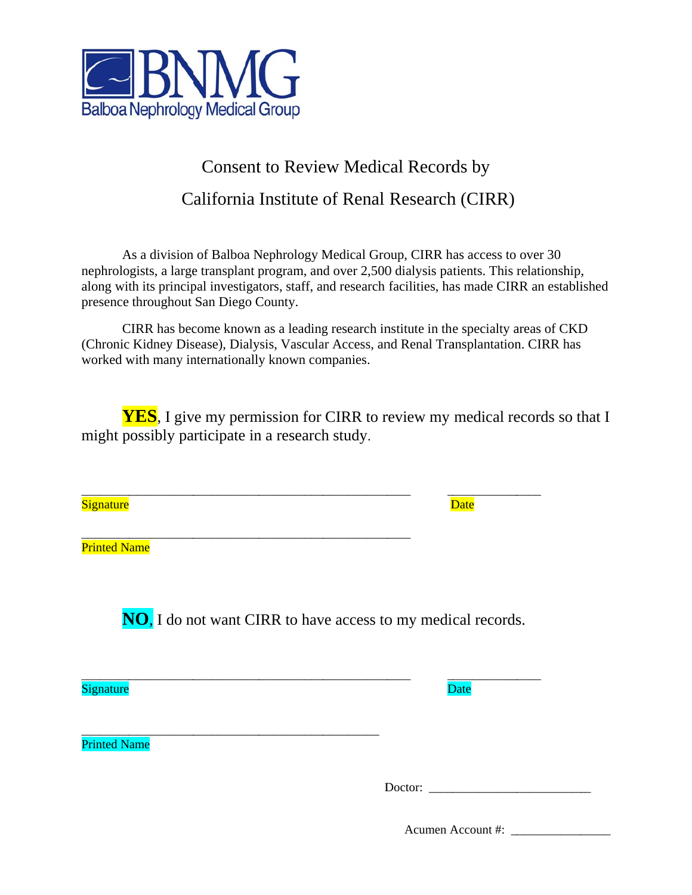BNMG
Balboa Nephrology Medical Group

# Consent to Review Medical Records by

# California Institute of Renal Research (CIRR)

As a division of Balboa Nephrology Medical Group, CIRR has access to over 30 nephrologists, a large transplant program, and over 2,500 dialysis patients. This relationship, along with its principal investigators, staff, and research facilities, has made CIRR an established presence throughout San Diego County.

CIRR has become known as a leading research institute in the specialty areas of CKD (Chronic Kidney Disease), Dialysis, Vascular Access, and Renal Transplantation. CIRR has worked with many internationally known companies.

**YES**, I give my permission for CIRR to review my medical records so that I might possibly participate in a research study.

_______________________________________________ _____________

Signature Date

_______________________________________________

Printed Name

**NO**, I do not want CIRR to have access to my medical records.

_______________________________________________ _____________

Signature Date

___________________________________________

Printed Name

Doctor: ________________________

Acumen Account #: _______________